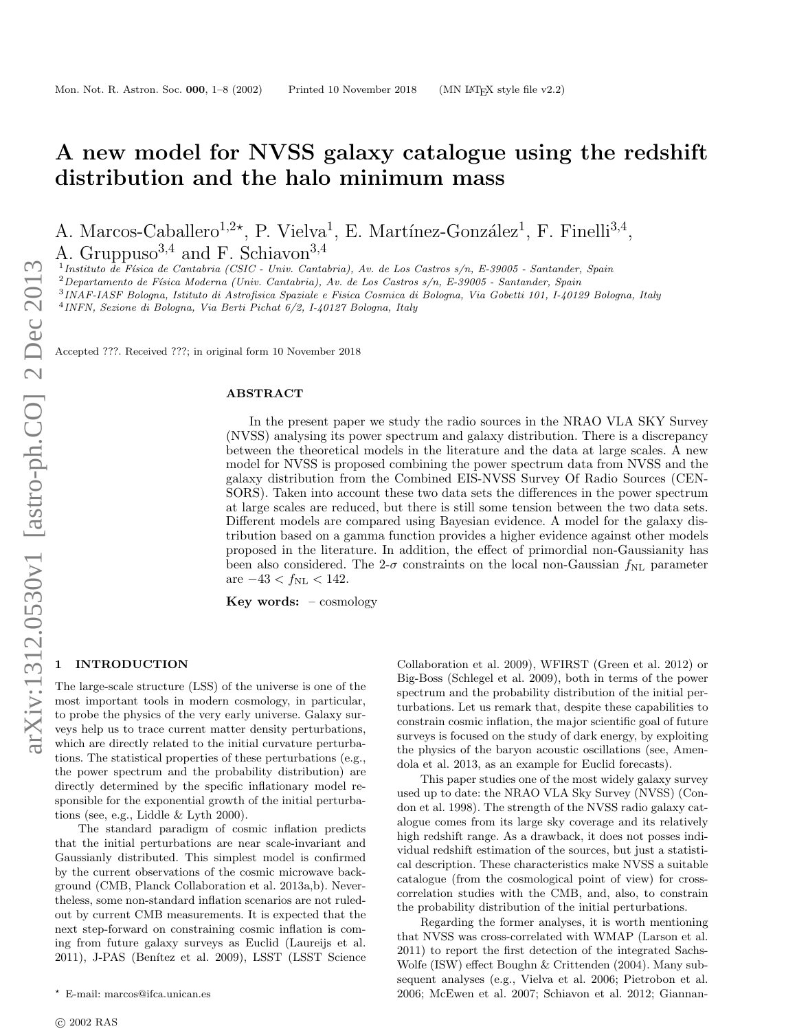# A new model for NVSS galaxy catalogue using the redshift distribution and the halo minimum mass

A. Marcos-Caballero[1,2⋆], P. Vielva[1], E. Martínez-González[1], F. Finelli[3,4], A. Gruppuso[3,4] and F. Schiavon[3,4]

[1] Instituto de Física de Cantabria (CSIC - Univ. Cantabria), Av. de Los Castros s/n, E-39005 - Santander, Spain
[2] Departamento de Física Moderna (Univ. Cantabria), Av. de Los Castros s/n, E-39005 - Santander, Spain
[3] INAF-IASF Bologna, Istituto di Astrofisica Spaziale e Fisica Cosmica di Bologna, Via Gobetti 101, I-40129 Bologna, Italy
[4] INFN, Sezione di Bologna, Via Berti Pichat 6/2, I-40127 Bologna, Italy

Accepted ???. Received ???; in original form 10 November 2018

## ABSTRACT

In the present paper we study the radio sources in the NRAO VLA SKY Survey (NVSS) analysing its power spectrum and galaxy distribution. There is a discrepancy between the theoretical models in the literature and the data at large scales. A new model for NVSS is proposed combining the power spectrum data from NVSS and the galaxy distribution from the Combined EIS-NVSS Survey Of Radio Sources (CENSORS). Taken into account these two data sets the differences in the power spectrum at large scales are reduced, but there is still some tension between the two data sets. Different models are compared using Bayesian evidence. A model for the galaxy distribution based on a gamma function provides a higher evidence against other models proposed in the literature. In addition, the effect of primordial non-Gaussianity has been also considered. The 2-$\sigma$ constraints on the local non-Gaussian $f_{\rm NL}$ parameter are $-43 < f_{\rm NL} < 142$.

**Key words:** – cosmology

## 1 INTRODUCTION

The large-scale structure (LSS) of the universe is one of the most important tools in modern cosmology, in particular, to probe the physics of the very early universe. Galaxy surveys help us to trace current matter density perturbations, which are directly related to the initial curvature perturbations. The statistical properties of these perturbations (e.g., the power spectrum and the probability distribution) are directly determined by the specific inflationary model responsible for the exponential growth of the initial perturbations (see, e.g., Liddle & Lyth 2000).

The standard paradigm of cosmic inflation predicts that the initial perturbations are near scale-invariant and Gaussianly distributed. This simplest model is confirmed by the current observations of the cosmic microwave background (CMB, Planck Collaboration et al. 2013a,b). Nevertheless, some non-standard inflation scenarios are not ruled-out by current CMB measurements. It is expected that the next step-forward on constraining cosmic inflation is coming from future galaxy surveys as Euclid (Laureijs et al. 2011), J-PAS (Benítez et al. 2009), LSST (LSST Science Collaboration et al. 2009), WFIRST (Green et al. 2012) or Big-Boss (Schlegel et al. 2009), both in terms of the power spectrum and the probability distribution of the initial perturbations. Let us remark that, despite these capabilities to constrain cosmic inflation, the major scientific goal of future surveys is focused on the study of dark energy, by exploiting the physics of the baryon acoustic oscillations (see, Amendola et al. 2013, as an example for Euclid forecasts).

This paper studies one of the most widely galaxy survey used up to date: the NRAO VLA Sky Survey (NVSS) (Condon et al. 1998). The strength of the NVSS radio galaxy catalogue comes from its large sky coverage and its relatively high redshift range. As a drawback, it does not posses individual redshift estimation of the sources, but just a statistical description. These characteristics make NVSS a suitable catalogue (from the cosmological point of view) for cross-correlation studies with the CMB, and, also, to constrain the probability distribution of the initial perturbations.

Regarding the former analyses, it is worth mentioning that NVSS was cross-correlated with WMAP (Larson et al. 2011) to report the first detection of the integrated Sachs-Wolfe (ISW) effect Boughn & Crittenden (2004). Many subsequent analyses (e.g., Vielva et al. 2006; Pietrobon et al. 2006; McEwen et al. 2007; Schiavon et al. 2012; Giannan-

⋆ E-mail: marcos@ifca.unican.es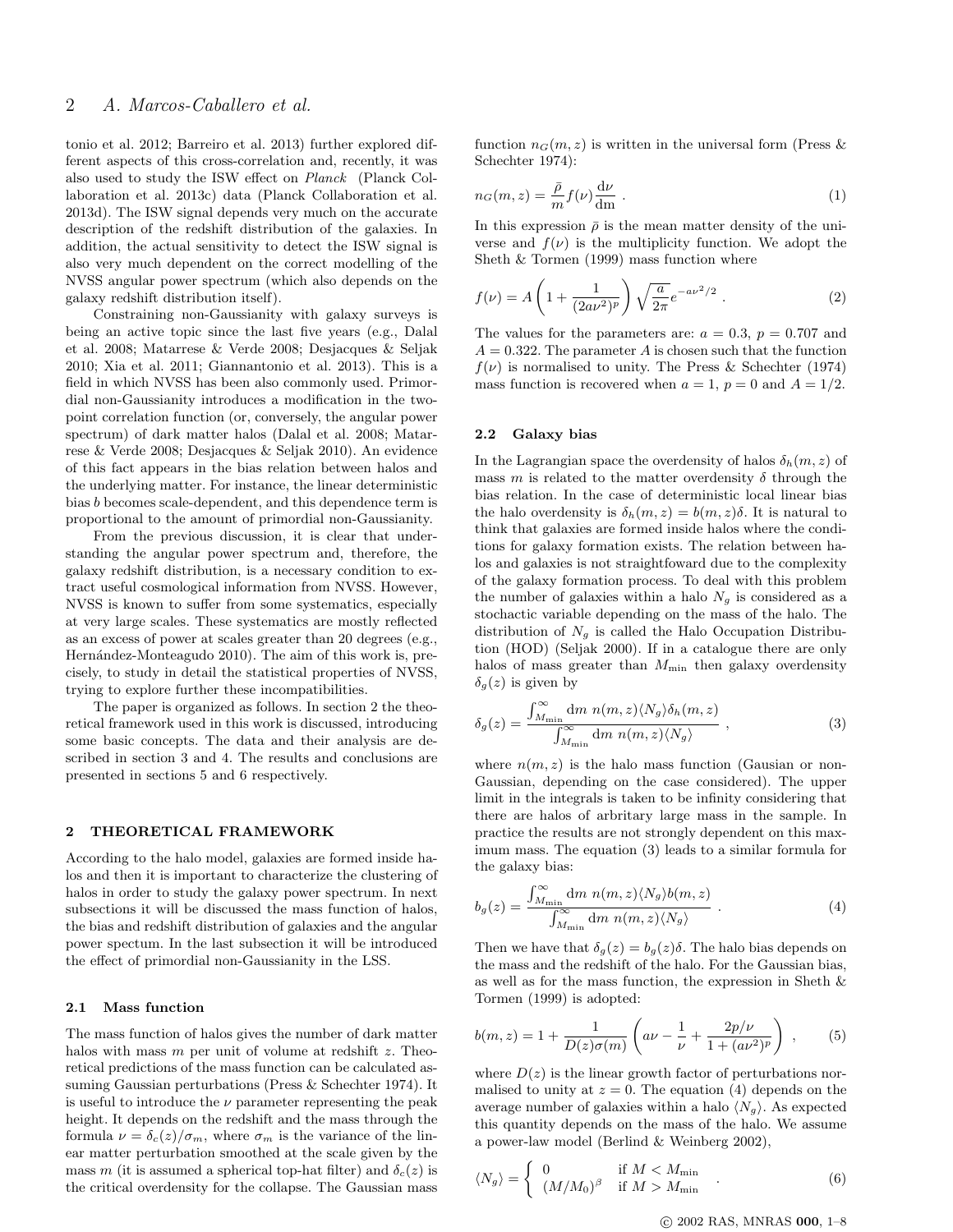tonio et al. 2012; Barreiro et al. 2013) further explored different aspects of this cross-correlation and, recently, it was also used to study the ISW effect on *Planck* (Planck Collaboration et al. 2013c) data (Planck Collaboration et al. 2013d). The ISW signal depends very much on the accurate description of the redshift distribution of the galaxies. In addition, the actual sensitivity to detect the ISW signal is also very much dependent on the correct modelling of the NVSS angular power spectrum (which also depends on the galaxy redshift distribution itself).

Constraining non-Gaussianity with galaxy surveys is being an active topic since the last five years (e.g., Dalal et al. 2008; Matarrese & Verde 2008; Desjacques & Seljak 2010; Xia et al. 2011; Giannantonio et al. 2013). This is a field in which NVSS has been also commonly used. Primordial non-Gaussianity introduces a modification in the two-point correlation function (or, conversely, the angular power spectrum) of dark matter halos (Dalal et al. 2008; Matarrese & Verde 2008; Desjacques & Seljak 2010). An evidence of this fact appears in the bias relation between halos and the underlying matter. For instance, the linear deterministic bias $b$ becomes scale-dependent, and this dependence term is proportional to the amount of primordial non-Gaussianity.

From the previous discussion, it is clear that understanding the angular power spectrum and, therefore, the galaxy redshift distribution, is a necessary condition to extract useful cosmological information from NVSS. However, NVSS is known to suffer from some systematics, especially at very large scales. These systematics are mostly reflected as an excess of power at scales greater than 20 degrees (e.g., Hernández-Monteagudo 2010). The aim of this work is, precisely, to study in detail the statistical properties of NVSS, trying to explore further these incompatibilities.

The paper is organized as follows. In section 2 the theoretical framework used in this work is discussed, introducing some basic concepts. The data and their analysis are described in section 3 and 4. The results and conclusions are presented in sections 5 and 6 respectively.

## 2 THEORETICAL FRAMEWORK

According to the halo model, galaxies are formed inside halos and then it is important to characterize the clustering of halos in order to study the galaxy power spectrum. In next subsections it will be discussed the mass function of halos, the bias and redshift distribution of galaxies and the angular power spectum. In the last subsection it will be introduced the effect of primordial non-Gaussianity in the LSS.

### 2.1 Mass function

The mass function of halos gives the number of dark matter halos with mass $m$ per unit of volume at redshift $z$. Theoretical predictions of the mass function can be calculated assuming Gaussian perturbations (Press & Schechter 1974). It is useful to introduce the $\nu$ parameter representing the peak height. It depends on the redshift and the mass through the formula $\nu = \delta_c(z)/\sigma_m$, where $\sigma_m$ is the variance of the linear matter perturbation smoothed at the scale given by the mass $m$ (it is assumed a spherical top-hat filter) and $\delta_c(z)$ is the critical overdensity for the collapse. The Gaussian mass function $n_G(m,z)$ is written in the universal form (Press & Schechter 1974):

$$n_G(m,z) = \frac{\bar{\rho}}{m} f(\nu) \frac{\mathrm{d}\nu}{\mathrm{dm}} \ . \tag{1}$$

In this expression $\bar{\rho}$ is the mean matter density of the universe and $f(\nu)$ is the multiplicity function. We adopt the Sheth & Tormen (1999) mass function where

$$f(\nu) = A\left(1 + \frac{1}{(2a\nu^2)^p}\right)\sqrt{\frac{a}{2\pi}}e^{-a\nu^2/2} \ . \tag{2}$$

The values for the parameters are: $a = 0.3$, $p = 0.707$ and $A = 0.322$. The parameter $A$ is chosen such that the function $f(\nu)$ is normalised to unity. The Press & Schechter (1974) mass function is recovered when $a = 1$, $p = 0$ and $A = 1/2$.

### 2.2 Galaxy bias

In the Lagrangian space the overdensity of halos $\delta_h(m,z)$ of mass $m$ is related to the matter overdensity $\delta$ through the bias relation. In the case of deterministic local linear bias the halo overdensity is $\delta_h(m,z) = b(m,z)\delta$. It is natural to think that galaxies are formed inside halos where the conditions for galaxy formation exists. The relation between halos and galaxies is not straightfoward due to the complexity of the galaxy formation process. To deal with this problem the number of galaxies within a halo $N_g$ is considered as a stochactic variable depending on the mass of the halo. The distribution of $N_g$ is called the Halo Occupation Distribution (HOD) (Seljak 2000). If in a catalogue there are only halos of mass greater than $M_{\min}$ then galaxy overdensity $\delta_g(z)$ is given by

$$\delta_g(z) = \frac{\int_{M_{\min}}^{\infty} \mathrm{d}m \ n(m,z)\langle N_g\rangle \delta_h(m,z)}{\int_{M_{\min}}^{\infty} \mathrm{d}m \ n(m,z)\langle N_g\rangle} \ , \tag{3}$$

where $n(m,z)$ is the halo mass function (Gausian or non-Gaussian, depending on the case considered). The upper limit in the integrals is taken to be infinity considering that there are halos of arbitrary large mass in the sample. In practice the results are not strongly dependent on this maximum mass. The equation (3) leads to a similar formula for the galaxy bias:

$$b_g(z) = \frac{\int_{M_{\min}}^{\infty} \mathrm{d}m \ n(m,z)\langle N_g\rangle b(m,z)}{\int_{M_{\min}}^{\infty} \mathrm{d}m \ n(m,z)\langle N_g\rangle} \ . \tag{4}$$

Then we have that $\delta_g(z) = b_g(z)\delta$. The halo bias depends on the mass and the redshift of the halo. For the Gaussian bias, as well as for the mass function, the expression in Sheth & Tormen (1999) is adopted:

$$b(m,z) = 1 + \frac{1}{D(z)\sigma(m)}\left(a\nu - \frac{1}{\nu} + \frac{2p/\nu}{1+(a\nu^2)^p}\right) \ , \tag{5}$$

where $D(z)$ is the linear growth factor of perturbations normalised to unity at $z = 0$. The equation (4) depends on the average number of galaxies within a halo $\langle N_g\rangle$. As expected this quantity depends on the mass of the halo. We assume a power-law model (Berlind & Weinberg 2002),

$$\langle N_g\rangle = \begin{cases} 0 & \text{if } M < M_{\min} \\ (M/M_0)^{\beta} & \text{if } M > M_{\min} \end{cases} \ . \tag{6}$$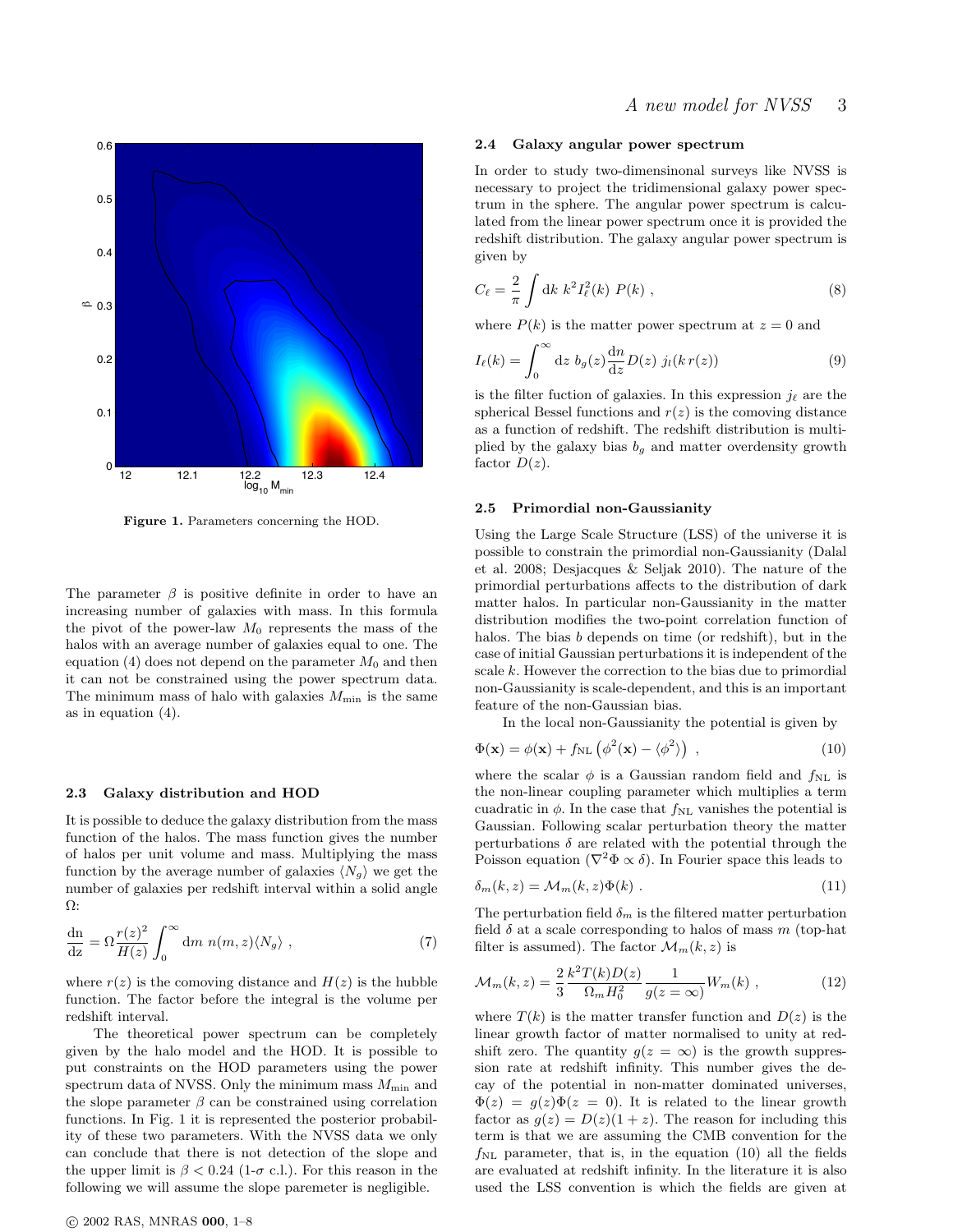Figure 1. Parameters concerning the HOD.

The parameter $\beta$ is positive definite in order to have an increasing number of galaxies with mass. In this formula the pivot of the power-law $M_0$ represents the mass of the halos with an average number of galaxies equal to one. The equation (4) does not depend on the parameter $M_0$ and then it can not be constrained using the power spectrum data. The minimum mass of halo with galaxies $M_{\rm min}$ is the same as in equation (4).

### 2.3 Galaxy distribution and HOD

It is possible to deduce the galaxy distribution from the mass function of the halos. The mass function gives the number of halos per unit volume and mass. Multiplying the mass function by the average number of galaxies $\langle N_g \rangle$ we get the number of galaxies per redshift interval within a solid angle $\Omega$:

$$\frac{\mathrm{dn}}{\mathrm{dz}} = \Omega \frac{r(z)^2}{H(z)} \int_0^\infty \mathrm{d}m \; n(m,z) \langle N_g \rangle \; , \tag{7}$$

where $r(z)$ is the comoving distance and $H(z)$ is the hubble function. The factor before the integral is the volume per redshift interval.

The theoretical power spectrum can be completely given by the halo model and the HOD. It is possible to put constraints on the HOD parameters using the power spectrum data of NVSS. Only the minimum mass $M_{\rm min}$ and the slope parameter $\beta$ can be constrained using correlation functions. In Fig. 1 it is represented the posterior probability of these two parameters. With the NVSS data we only can conclude that there is not detection of the slope and the upper limit is $\beta < 0.24$ (1-$\sigma$ c.l.). For this reason in the following we will assume the slope paremeter is negligible.

### 2.4 Galaxy angular power spectrum

In order to study two-dimensinonal surveys like NVSS is necessary to project the tridimensional galaxy power spectrum in the sphere. The angular power spectrum is calculated from the linear power spectrum once it is provided the redshift distribution. The galaxy angular power spectrum is given by

$$C_\ell = \frac{2}{\pi} \int \mathrm{d}k \; k^2 I_\ell^2(k) \; P(k) \; , \tag{8}$$

where $P(k)$ is the matter power spectrum at $z = 0$ and

$$I_\ell(k) = \int_0^\infty \mathrm{d}z \; b_g(z) \frac{\mathrm{d}n}{\mathrm{d}z} D(z) \; j_l(k\, r(z)) \tag{9}$$

is the filter fuction of galaxies. In this expression $j_\ell$ are the spherical Bessel functions and $r(z)$ is the comoving distance as a function of redshift. The redshift distribution is multiplied by the galaxy bias $b_g$ and matter overdensity growth factor $D(z)$.

### 2.5 Primordial non-Gaussianity

Using the Large Scale Structure (LSS) of the universe it is possible to constrain the primordial non-Gaussianity (Dalal et al. 2008; Desjacques & Seljak 2010). The nature of the primordial perturbations affects to the distribution of dark matter halos. In particular non-Gaussianity in the matter distribution modifies the two-point correlation function of halos. The bias $b$ depends on time (or redshift), but in the case of initial Gaussian perturbations it is independent of the scale $k$. However the correction to the bias due to primordial non-Gaussianity is scale-dependent, and this is an important feature of the non-Gaussian bias.

In the local non-Gaussianity the potential is given by

$$\Phi(\mathbf{x}) = \phi(\mathbf{x}) + f_{\rm NL} \left( \phi^2(\mathbf{x}) - \langle \phi^2 \rangle \right) \; , \tag{10}$$

where the scalar $\phi$ is a Gaussian random field and $f_{\rm NL}$ is the non-linear coupling parameter which multiplies a term cuadratic in $\phi$. In the case that $f_{\rm NL}$ vanishes the potential is Gaussian. Following scalar perturbation theory the matter perturbations $\delta$ are related with the potential through the Poisson equation ($\nabla^2 \Phi \propto \delta$). In Fourier space this leads to

$$\delta_m(k,z) = \mathcal{M}_m(k,z) \Phi(k) \; . \tag{11}$$

The perturbation field $\delta_m$ is the filtered matter perturbation field $\delta$ at a scale corresponding to halos of mass $m$ (top-hat filter is assumed). The factor $\mathcal{M}_m(k,z)$ is

$$\mathcal{M}_m(k,z) = \frac{2}{3} \frac{k^2 T(k) D(z)}{\Omega_m H_0^2} \frac{1}{g(z=\infty)} W_m(k) \; , \tag{12}$$

where $T(k)$ is the matter transfer function and $D(z)$ is the linear growth factor of matter normalised to unity at redshift zero. The quantity $g(z = \infty)$ is the growth suppression rate at redshift infinity. This number gives the decay of the potential in non-matter dominated universes, $\Phi(z) = g(z)\Phi(z = 0)$. It is related to the linear growth factor as $g(z) = D(z)(1 + z)$. The reason for including this term is that we are assuming the CMB convention for the $f_{\rm NL}$ parameter, that is, in the equation (10) all the fields are evaluated at redshift infinity. In the literature it is also used the LSS convention is which the fields are given at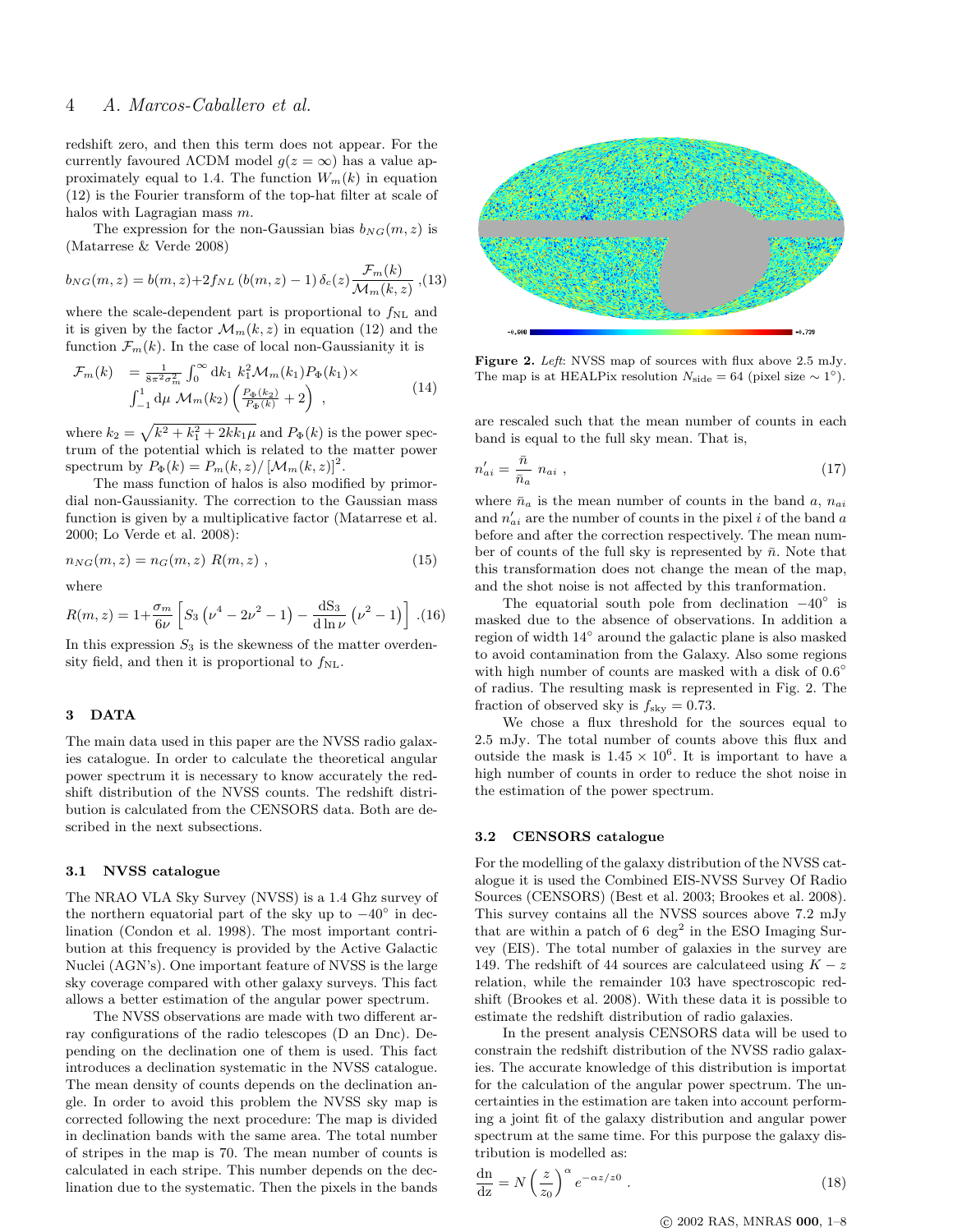redshift zero, and then this term does not appear. For the currently favoured ΛCDM model $g(z=\infty)$ has a value approximately equal to 1.4. The function $W_m(k)$ in equation (12) is the Fourier transform of the top-hat filter at scale of halos with Lagrangian mass $m$.

The expression for the non-Gaussian bias $b_{NG}(m,z)$ is (Matarrese & Verde 2008)

$$b_{NG}(m,z) = b(m,z) + 2f_{NL}\,(b(m,z)-1)\,\delta_c(z)\frac{\mathcal{F}_m(k)}{\mathcal{M}_m(k,z)}\,, \quad (13)$$

where the scale-dependent part is proportional to $f_{\rm NL}$ and it is given by the factor $\mathcal{M}_m(k,z)$ in equation (12) and the function $\mathcal{F}_m(k)$. In the case of local non-Gaussianity it is

$$\begin{aligned}\mathcal{F}_m(k) &= \tfrac{1}{8\pi^2\sigma_m^2}\int_0^\infty \mathrm{d}k_1\; k_1^2\mathcal{M}_m(k_1)P_\Phi(k_1)\times \\ &\int_{-1}^{1}\mathrm{d}\mu\;\mathcal{M}_m(k_2)\left(\tfrac{P_\Phi(k_2)}{P_\Phi(k)}+2\right)\,,\end{aligned} \quad (14)$$

where $k_2=\sqrt{k^2+k_1^2+2kk_1\mu}$ and $P_\Phi(k)$ is the power spectrum of the potential which is related to the matter power spectrum by $P_\Phi(k)=P_m(k,z)/\left[\mathcal{M}_m(k,z)\right]^2$.

The mass function of halos is also modified by primordial non-Gaussianity. The correction to the Gaussian mass function is given by a multiplicative factor (Matarrese et al. 2000; Lo Verde et al. 2008):

$$n_{NG}(m,z) = n_G(m,z)\;R(m,z)\,, \quad (15)$$

where

$$R(m,z) = 1+\frac{\sigma_m}{6\nu}\left[S_3\left(\nu^4-2\nu^2-1\right)-\frac{\mathrm{d}S_3}{\mathrm{d}\ln\nu}\left(\nu^2-1\right)\right]\,. \quad (16)$$

In this expression $S_3$ is the skewness of the matter overdensity field, and then it is proportional to $f_{\rm NL}$.

## 3 DATA

The main data used in this paper are the NVSS radio galaxies catalogue. In order to calculate the theoretical angular power spectrum it is necessary to know accurately the redshift distribution of the NVSS counts. The redshift distribution is calculated from the CENSORS data. Both are described in the next subsections.

### 3.1 NVSS catalogue

The NRAO VLA Sky Survey (NVSS) is a 1.4 Ghz survey of the northern equatorial part of the sky up to $-40^\circ$ in declination (Condon et al. 1998). The most important contribution at this frequency is provided by the Active Galactic Nuclei (AGN's). One important feature of NVSS is the large sky coverage compared with other galaxy surveys. This fact allows a better estimation of the angular power spectrum.

The NVSS observations are made with two different array configurations of the radio telescopes (D an Dnc). Depending on the declination one of them is used. This fact introduces a declination systematic in the NVSS catalogue. The mean density of counts depends on the declination angle. In order to avoid this problem the NVSS sky map is corrected following the next procedure: The map is divided in declination bands with the same area. The total number of stripes in the map is 70. The mean number of counts is calculated in each stripe. This number depends on the declination due to the systematic. Then the pixels in the bands are rescaled such that the mean number of counts in each band is equal to the full sky mean. That is,

**Figure 2.** *Left*: NVSS map of sources with flux above 2.5 mJy. The map is at HEALPix resolution $N_{\rm side}=64$ (pixel size $\sim 1^\circ$).

$$n'_{ai} = \frac{\bar{n}}{\bar{n}_a}\;n_{ai}\,, \quad (17)$$

where $\bar{n}_a$ is the mean number of counts in the band $a$, $n_{ai}$ and $n'_{ai}$ are the number of counts in the pixel $i$ of the band $a$ before and after the correction respectively. The mean number of counts of the full sky is represented by $\bar{n}$. Note that this transformation does not change the mean of the map, and the shot noise is not affected by this tranformation.

The equatorial south pole from declination $-40^\circ$ is masked due to the absence of observations. In addition a region of width $14^\circ$ around the galactic plane is also masked to avoid contamination from the Galaxy. Also some regions with high number of counts are masked with a disk of $0.6^\circ$ of radius. The resulting mask is represented in Fig. 2. The fraction of observed sky is $f_{\rm sky}=0.73$.

We chose a flux threshold for the sources equal to 2.5 mJy. The total number of counts above this flux and outside the mask is $1.45\times10^6$. It is important to have a high number of counts in order to reduce the shot noise in the estimation of the power spectrum.

### 3.2 CENSORS catalogue

For the modelling of the galaxy distribution of the NVSS catalogue it is used the Combined EIS-NVSS Survey Of Radio Sources (CENSORS) (Best et al. 2003; Brookes et al. 2008). This survey contains all the NVSS sources above 7.2 mJy that are within a patch of 6 deg$^2$ in the ESO Imaging Survey (EIS). The total number of galaxies in the survey are 149. The redshift of 44 sources are calculateed using $K-z$ relation, while the remainder 103 have spectroscopic redshift (Brookes et al. 2008). With these data it is possible to estimate the redshift distribution of radio galaxies.

In the present analysis CENSORS data will be used to constrain the redshift distribution of the NVSS radio galaxies. The accurate knowledge of this distribution is importat for the calculation of the angular power spectrum. The uncertainties in the estimation are taken into account performing a joint fit of the galaxy distribution and angular power spectrum at the same time. For this purpose the galaxy distribution is modelled as:

$$\frac{\mathrm{dn}}{\mathrm{dz}} = N\left(\frac{z}{z_0}\right)^{\alpha}e^{-\alpha z/z_0}\,. \quad (18)$$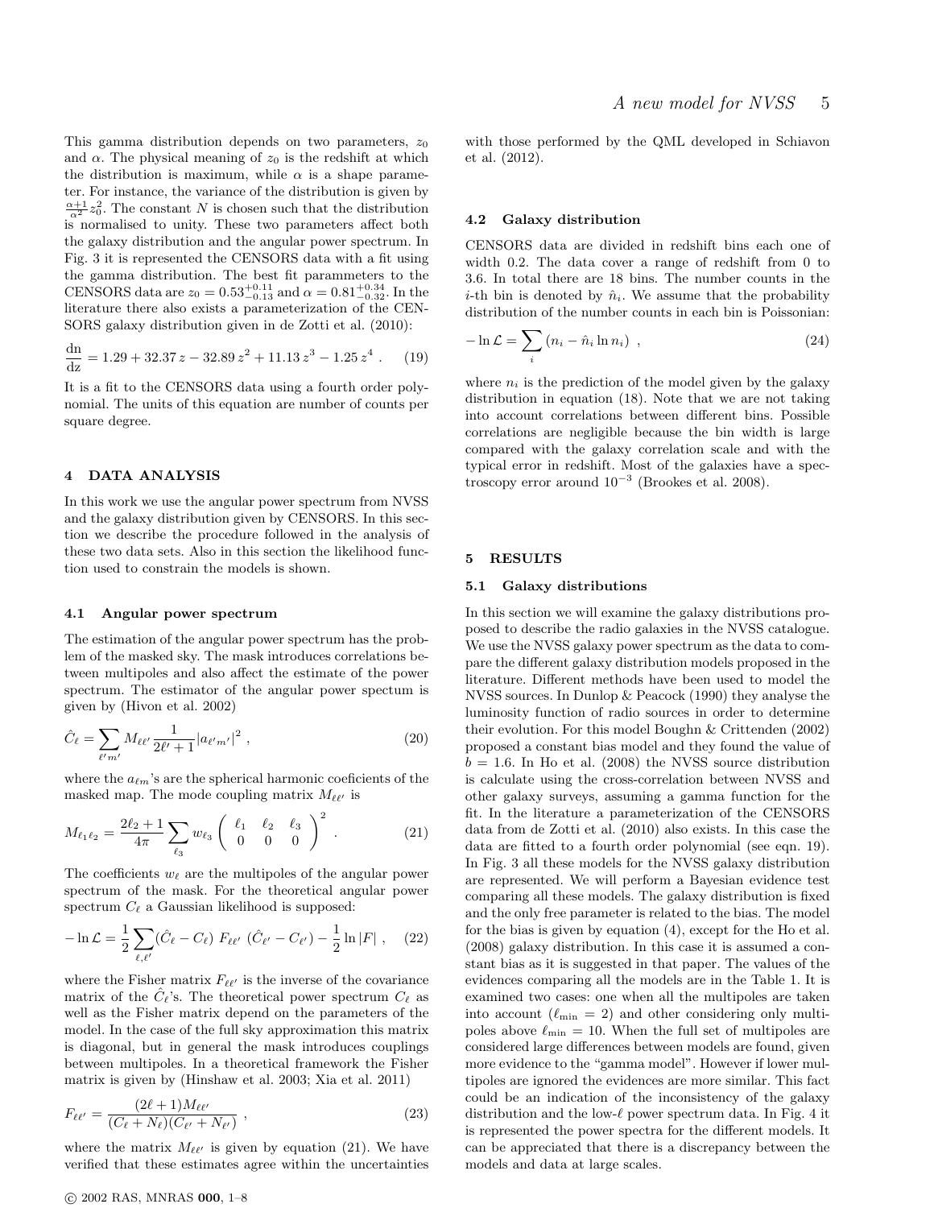This gamma distribution depends on two parameters, $z_0$ and $\alpha$. The physical meaning of $z_0$ is the redshift at which the distribution is maximum, while $\alpha$ is a shape parameter. For instance, the variance of the distribution is given by $\frac{\alpha+1}{\alpha^2} z_0^2$. The constant $N$ is chosen such that the distribution is normalised to unity. These two parameters affect both the galaxy distribution and the angular power spectrum. In Fig. 3 it is represented the CENSORS data with a fit using the gamma distribution. The best fit parammeters to the CENSORS data are $z_0 = 0.53^{+0.11}_{-0.13}$ and $\alpha = 0.81^{+0.34}_{-0.32}$. In the literature there also exists a parameterization of the CENSORS galaxy distribution given in de Zotti et al. (2010):

$$\frac{\mathrm{dn}}{\mathrm{dz}} = 1.29 + 32.37\, z - 32.89\, z^2 + 11.13\, z^3 - 1.25\, z^4 \,. \quad (19)$$

It is a fit to the CENSORS data using a fourth order polynomial. The units of this equation are number of counts per square degree.

## 4 DATA ANALYSIS

In this work we use the angular power spectrum from NVSS and the galaxy distribution given by CENSORS. In this section we describe the procedure followed in the analysis of these two data sets. Also in this section the likelihood function used to constrain the models is shown.

### 4.1 Angular power spectrum

The estimation of the angular power spectrum has the problem of the masked sky. The mask introduces correlations between multipoles and also affect the estimate of the power spectrum. The estimator of the angular power spectum is given by (Hivon et al. 2002)

$$\hat{C}_\ell = \sum_{\ell' m'} M_{\ell\ell'} \frac{1}{2\ell'+1} |a_{\ell' m'}|^2 \,, \quad (20)$$

where the $a_{\ell m}$'s are the spherical harmonic coeficients of the masked map. The mode coupling matrix $M_{\ell\ell'}$ is

$$M_{\ell_1 \ell_2} = \frac{2\ell_2+1}{4\pi} \sum_{\ell_3} w_{\ell_3} \begin{pmatrix} \ell_1 & \ell_2 & \ell_3 \\ 0 & 0 & 0 \end{pmatrix}^2 \,. \quad (21)$$

The coefficients $w_\ell$ are the multipoles of the angular power spectrum of the mask. For the theoretical angular power spectrum $C_\ell$ a Gaussian likelihood is supposed:

$$-\ln \mathcal{L} = \frac{1}{2} \sum_{\ell,\ell'} (\hat{C}_\ell - C_\ell)\; F_{\ell\ell'}\; (\hat{C}_{\ell'} - C_{\ell'}) - \frac{1}{2} \ln |F| \,, \quad (22)$$

where the Fisher matrix $F_{\ell\ell'}$ is the inverse of the covariance matrix of the $\hat{C}_\ell$'s. The theoretical power spectrum $C_\ell$ as well as the Fisher matrix depend on the parameters of the model. In the case of the full sky approximation this matrix is diagonal, but in general the mask introduces couplings between multipoles. In a theoretical framework the Fisher matrix is given by (Hinshaw et al. 2003; Xia et al. 2011)

$$F_{\ell\ell'} = \frac{(2\ell+1) M_{\ell\ell'}}{(C_\ell + N_\ell)(C_{\ell'} + N_{\ell'})} \,, \quad (23)$$

where the matrix $M_{\ell\ell'}$ is given by equation (21). We have verified that these estimates agree within the uncertainties with those performed by the QML developed in Schiavon et al. (2012).

### 4.2 Galaxy distribution

CENSORS data are divided in redshift bins each one of width 0.2. The data cover a range of redshift from 0 to 3.6. In total there are 18 bins. The number counts in the $i$-th bin is denoted by $\hat{n}_i$. We assume that the probability distribution of the number counts in each bin is Poissonian:

$$-\ln \mathcal{L} = \sum_i \left( n_i - \hat{n}_i \ln n_i \right) \,, \quad (24)$$

where $n_i$ is the prediction of the model given by the galaxy distribution in equation (18). Note that we are not taking into account correlations between different bins. Possible correlations are negligible because the bin width is large compared with the galaxy correlation scale and with the typical error in redshift. Most of the galaxies have a spectroscopy error around $10^{-3}$ (Brookes et al. 2008).

## 5 RESULTS

### 5.1 Galaxy distributions

In this section we will examine the galaxy distributions proposed to describe the radio galaxies in the NVSS catalogue. We use the NVSS galaxy power spectrum as the data to compare the different galaxy distribution models proposed in the literature. Different methods have been used to model the NVSS sources. In Dunlop & Peacock (1990) they analyse the luminosity function of radio sources in order to determine their evolution. For this model Boughn & Crittenden (2002) proposed a constant bias model and they found the value of $b = 1.6$. In Ho et al. (2008) the NVSS source distribution is calculate using the cross-correlation between NVSS and other galaxy surveys, assuming a gamma function for the fit. In the literature a parameterization of the CENSORS data from de Zotti et al. (2010) also exists. In this case the data are fitted to a fourth order polynomial (see eqn. 19). In Fig. 3 all these models for the NVSS galaxy distribution are represented. We will perform a Bayesian evidence test comparing all these models. The galaxy distribution is fixed and the only free parameter is related to the bias. The model for the bias is given by equation (4), except for the Ho et al. (2008) galaxy distribution. In this case it is assumed a constant bias as it is suggested in that paper. The values of the evidences comparing all the models are in the Table 1. It is examined two cases: one when all the multipoles are taken into account ($\ell_{\min} = 2$) and other considering only multipoles above $\ell_{\min} = 10$. When the full set of multipoles are considered large differences between models are found, given more evidence to the "gamma model". However if lower multipoles are ignored the evidences are more similar. This fact could be an indication of the inconsistency of the galaxy distribution and the low-$\ell$ power spectrum data. In Fig. 4 it is represented the power spectra for the different models. It can be appreciated that there is a discrepancy between the models and data at large scales.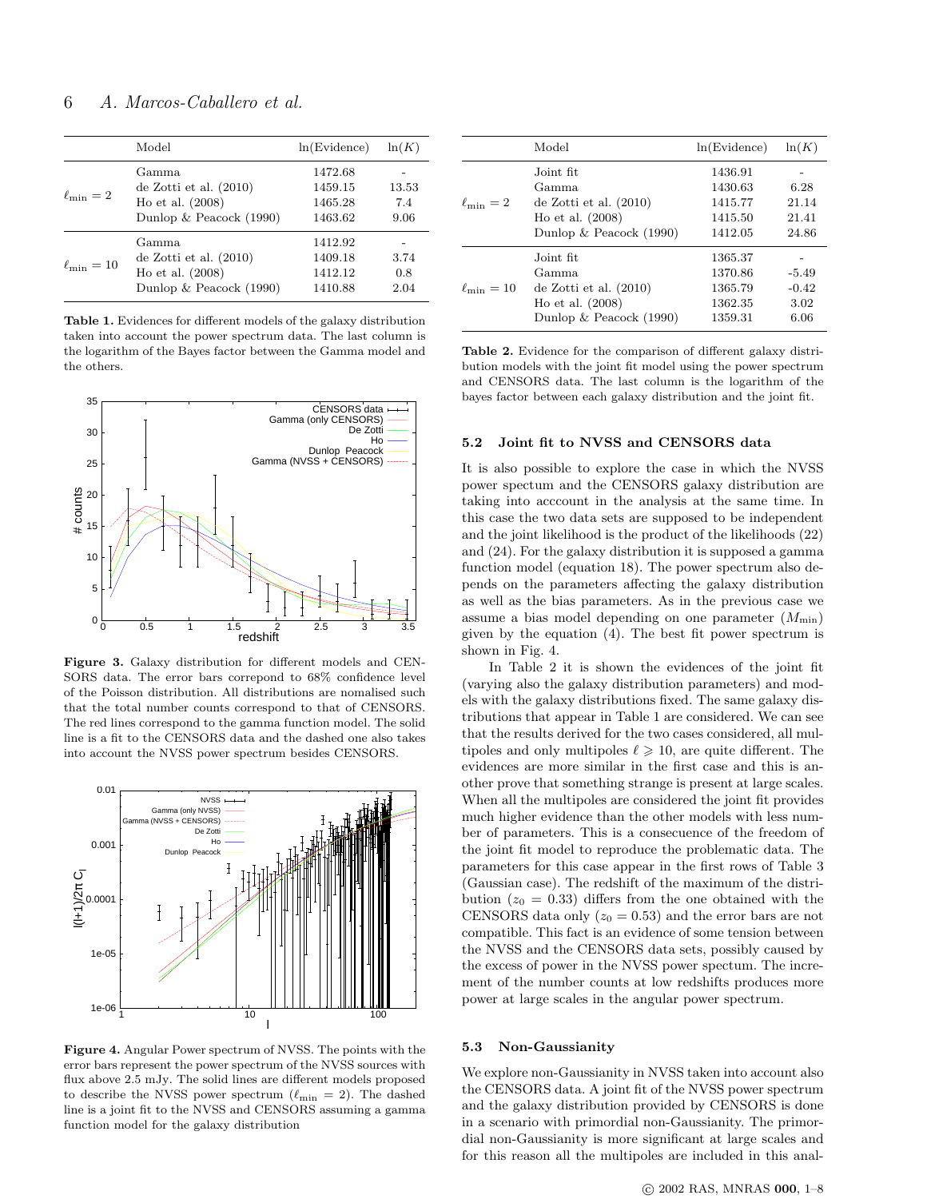|  | Model | ln(Evidence) | ln($K$) |
|---|---|---|---|
| $\ell_{\rm min}=2$ | Gamma | 1472.68 | - |
|  | de Zotti et al. (2010) | 1459.15 | 13.53 |
|  | Ho et al. (2008) | 1465.28 | 7.4 |
|  | Dunlop & Peacock (1990) | 1463.62 | 9.06 |
| $\ell_{\rm min}=10$ | Gamma | 1412.92 | - |
|  | de Zotti et al. (2010) | 1409.18 | 3.74 |
|  | Ho et al. (2008) | 1412.12 | 0.8 |
|  | Dunlop & Peacock (1990) | 1410.88 | 2.04 |

**Table 1.** Evidences for different models of the galaxy distribution taken into account the power spectrum data. The last column is the logarithm of the Bayes factor between the Gamma model and the others.

**Figure 3.** Galaxy distribution for different models and CENSORS data. The error bars correpond to 68% confidence level of the Poisson distribution. All distributions are nomalised such that the total number counts correspond to that of CENSORS. The red lines correspond to the gamma function model. The solid line is a fit to the CENSORS data and the dashed one also takes into account the NVSS power spectrum besides CENSORS.

**Figure 4.** Angular Power spectrum of NVSS. The points with the error bars represent the power spectrum of the NVSS sources with flux above 2.5 mJy. The solid lines are different models proposed to describe the NVSS power spectrum ($\ell_{\rm min}=2$). The dashed line is a joint fit to the NVSS and CENSORS assuming a gamma function model for the galaxy distribution

|  | Model | ln(Evidence) | ln($K$) |
|---|---|---|---|
| $\ell_{\rm min}=2$ | Joint fit | 1436.91 | - |
|  | Gamma | 1430.63 | 6.28 |
|  | de Zotti et al. (2010) | 1415.77 | 21.14 |
|  | Ho et al. (2008) | 1415.50 | 21.41 |
|  | Dunlop & Peacock (1990) | 1412.05 | 24.86 |
| $\ell_{\rm min}=10$ | Joint fit | 1365.37 | - |
|  | Gamma | 1370.86 | -5.49 |
|  | de Zotti et al. (2010) | 1365.79 | -0.42 |
|  | Ho et al. (2008) | 1362.35 | 3.02 |
|  | Dunlop & Peacock (1990) | 1359.31 | 6.06 |

**Table 2.** Evidence for the comparison of different galaxy distribution models with the joint fit model using the power spectrum and CENSORS data. The last column is the logarithm of the bayes factor between each galaxy distribution and the joint fit.

### 5.2 Joint fit to NVSS and CENSORS data

It is also possible to explore the case in which the NVSS power spectum and the CENSORS galaxy distribution are taking into acccount in the analysis at the same time. In this case the two data sets are supposed to be independent and the joint likelihood is the product of the likelihoods (22) and (24). For the galaxy distribution it is supposed a gamma function model (equation 18). The power spectrum also depends on the parameters affecting the galaxy distribution as well as the bias parameters. As in the previous case we assume a bias model depending on one parameter ($M_{\rm min}$) given by the equation (4). The best fit power spectrum is shown in Fig. 4.

In Table 2 it is shown the evidences of the joint fit (varying also the galaxy distribution parameters) and models with the galaxy distributions fixed. The same galaxy distributions that appear in Table 1 are considered. We can see that the results derived for the two cases considered, all multipoles and only multipoles $\ell \geqslant 10$, are quite different. The evidences are more similar in the first case and this is another prove that something strange is present at large scales. When all the multipoles are considered the joint fit provides much higher evidence than the other models with less number of parameters. This is a consecuence of the freedom of the joint fit model to reproduce the problematic data. The parameters for this case appear in the first rows of Table 3 (Gaussian case). The redshift of the maximum of the distribution ($z_0 = 0.33$) differs from the one obtained with the CENSORS data only ($z_0 = 0.53$) and the error bars are not compatible. This fact is an evidence of some tension between the NVSS and the CENSORS data sets, possibly caused by the excess of power in the NVSS power spectum. The increment of the number counts at low redshifts produces more power at large scales in the angular power spectrum.

### 5.3 Non-Gaussianity

We explore non-Gaussianity in NVSS taken into account also the CENSORS data. A joint fit of the NVSS power spectrum and the galaxy distribution provided by CENSORS is done in a scenario with primordial non-Gaussianity. The primordial non-Gaussianity is more significant at large scales and for this reason all the multipoles are included in this anal-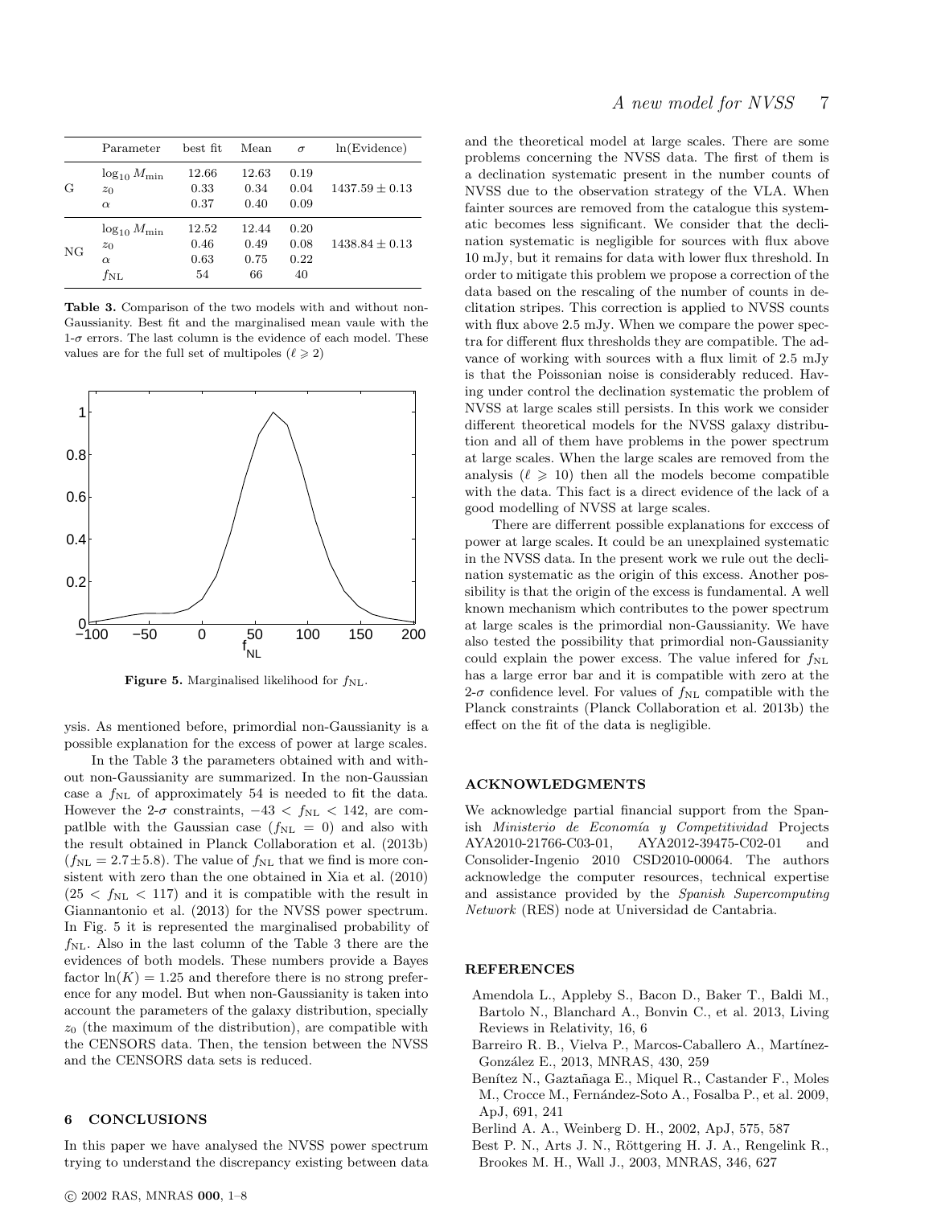| | Parameter | best fit | Mean | $\sigma$ | ln(Evidence) |
|---|---|---|---|---|---|
| G | $\log_{10} M_{\min}$ | 12.66 | 12.63 | 0.19 | |
| | $z_0$ | 0.33 | 0.34 | 0.04 | $1437.59 \pm 0.13$ |
| | $\alpha$ | 0.37 | 0.40 | 0.09 | |
| NG | $\log_{10} M_{\min}$ | 12.52 | 12.44 | 0.20 | |
| | $z_0$ | 0.46 | 0.49 | 0.08 | $1438.84 \pm 0.13$ |
| | $\alpha$ | 0.63 | 0.75 | 0.22 | |
| | $f_{\rm NL}$ | 54 | 66 | 40 | |

**Table 3.** Comparison of the two models with and without non-Gaussianity. Best fit and the marginalised mean vaule with the 1-$\sigma$ errors. The last column is the evidence of each model. These values are for the full set of multipoles ($\ell \geqslant 2$)

**Figure 5.** Marginalised likelihood for $f_{\rm NL}$.

ysis. As mentioned before, primordial non-Gaussianity is a possible explanation for the excess of power at large scales.

In the Table 3 the parameters obtained with and without non-Gaussianity are summarized. In the non-Gaussian case a $f_{\rm NL}$ of approximately 54 is needed to fit the data. However the 2-$\sigma$ constraints, $-43 < f_{\rm NL} < 142$, are compatlble with the Gaussian case ($f_{\rm NL} = 0$) and also with the result obtained in Planck Collaboration et al. (2013b) ($f_{\rm NL} = 2.7 \pm 5.8$). The value of $f_{\rm NL}$ that we find is more consistent with zero than the one obtained in Xia et al. (2010) ($25 < f_{\rm NL} < 117$) and it is compatible with the result in Giannantonio et al. (2013) for the NVSS power spectrum. In Fig. 5 it is represented the marginalised probability of $f_{\rm NL}$. Also in the last column of the Table 3 there are the evidences of both models. These numbers provide a Bayes factor $\ln(K) = 1.25$ and therefore there is no strong preference for any model. But when non-Gaussianity is taken into account the parameters of the galaxy distribution, specially $z_0$ (the maximum of the distribution), are compatible with the CENSORS data. Then, the tension between the NVSS and the CENSORS data sets is reduced.

## 6 CONCLUSIONS

In this paper we have analysed the NVSS power spectrum trying to understand the discrepancy existing between data and the theoretical model at large scales. There are some problems concerning the NVSS data. The first of them is a declination systematic present in the number counts of NVSS due to the observation strategy of the VLA. When fainter sources are removed from the catalogue this systematic becomes less significant. We consider that the declination systematic is negligible for sources with flux above 10 mJy, but it remains for data with lower flux threshold. In order to mitigate this problem we propose a correction of the data based on the rescaling of the number of counts in declitation stripes. This correction is applied to NVSS counts with flux above 2.5 mJy. When we compare the power spectra for different flux thresholds they are compatible. The advance of working with sources with a flux limit of 2.5 mJy is that the Poissonian noise is considerably reduced. Having under control the declination systematic the problem of NVSS at large scales still persists. In this work we consider different theoretical models for the NVSS galaxy distribution and all of them have problems in the power spectrum at large scales. When the large scales are removed from the analysis ($\ell \geqslant 10$) then all the models become compatible with the data. This fact is a direct evidence of the lack of a good modelling of NVSS at large scales.

There are different possible explanations for exccess of power at large scales. It could be an unexplained systematic in the NVSS data. In the present work we rule out the declination systematic as the origin of this excess. Another possibility is that the origin of the excess is fundamental. A well known mechanism which contributes to the power spectrum at large scales is the primordial non-Gaussianity. We have also tested the possibility that primordial non-Gaussianity could explain the power excess. The value infered for $f_{\rm NL}$ has a large error bar and it is compatible with zero at the 2-$\sigma$ confidence level. For values of $f_{\rm NL}$ compatible with the Planck constraints (Planck Collaboration et al. 2013b) the effect on the fit of the data is negligible.

## ACKNOWLEDGMENTS

We acknowledge partial financial support from the Spanish *Ministerio de Economía y Competitividad* Projects AYA2010-21766-C03-01, AYA2012-39475-C02-01 and Consolider-Ingenio 2010 CSD2010-00064. The authors acknowledge the computer resources, technical expertise and assistance provided by the *Spanish Supercomputing Network* (RES) node at Universidad de Cantabria.

## REFERENCES

Amendola L., Appleby S., Bacon D., Baker T., Baldi M., Bartolo N., Blanchard A., Bonvin C., et al. 2013, Living Reviews in Relativity, 16, 6

Barreiro R. B., Vielva P., Marcos-Caballero A., Martínez-González E., 2013, MNRAS, 430, 259

Benítez N., Gaztañaga E., Miquel R., Castander F., Moles M., Crocce M., Fernández-Soto A., Fosalba P., et al. 2009, ApJ, 691, 241

Berlind A. A., Weinberg D. H., 2002, ApJ, 575, 587

Best P. N., Arts J. N., Röttgering H. J. A., Rengelink R., Brookes M. H., Wall J., 2003, MNRAS, 346, 627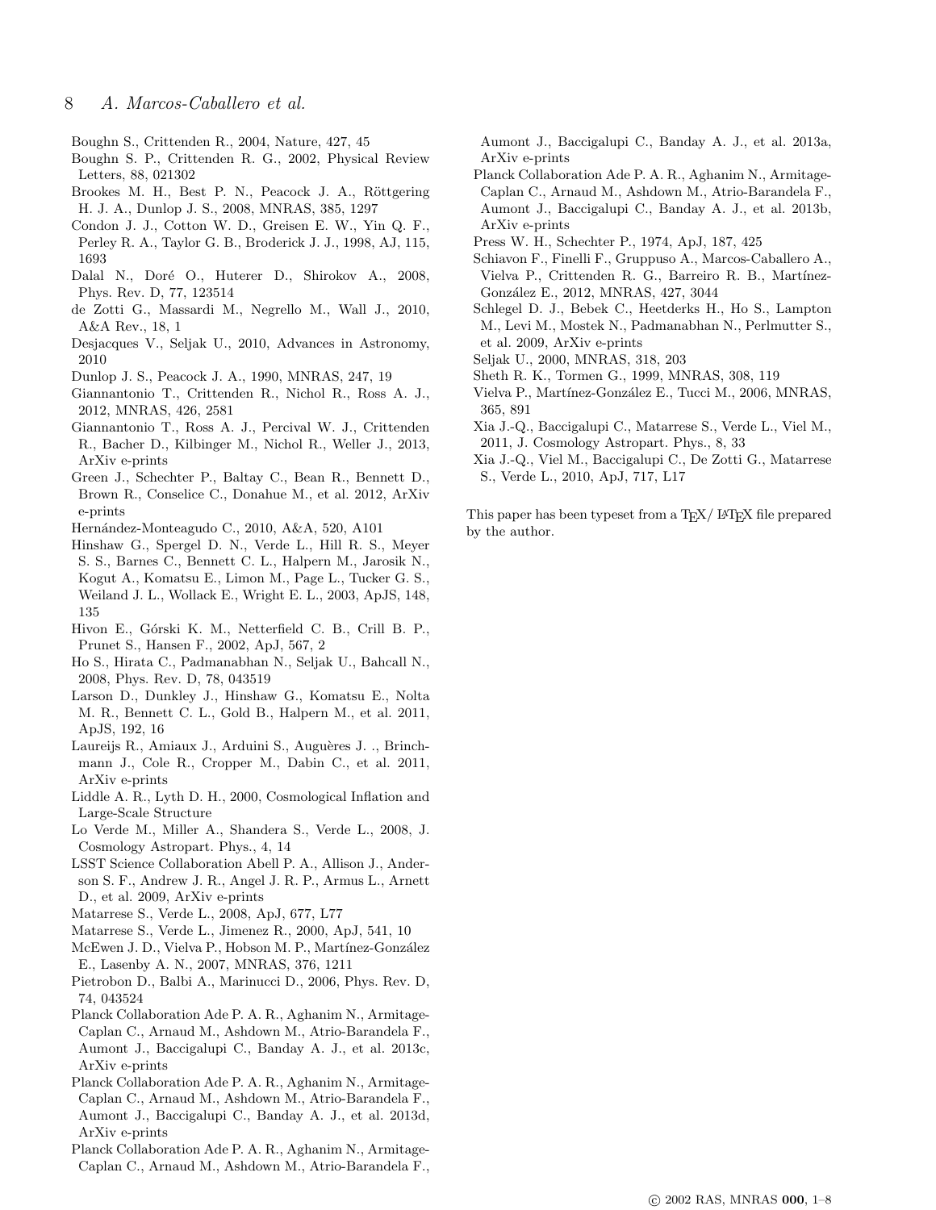Boughn S., Crittenden R., 2004, Nature, 427, 45

Boughn S. P., Crittenden R. G., 2002, Physical Review Letters, 88, 021302

Brookes M. H., Best P. N., Peacock J. A., Röttgering H. J. A., Dunlop J. S., 2008, MNRAS, 385, 1297

Condon J. J., Cotton W. D., Greisen E. W., Yin Q. F., Perley R. A., Taylor G. B., Broderick J. J., 1998, AJ, 115, 1693

Dalal N., Doré O., Huterer D., Shirokov A., 2008, Phys. Rev. D, 77, 123514

de Zotti G., Massardi M., Negrello M., Wall J., 2010, A&A Rev., 18, 1

Desjacques V., Seljak U., 2010, Advances in Astronomy, 2010

Dunlop J. S., Peacock J. A., 1990, MNRAS, 247, 19

Giannantonio T., Crittenden R., Nichol R., Ross A. J., 2012, MNRAS, 426, 2581

Giannantonio T., Ross A. J., Percival W. J., Crittenden R., Bacher D., Kilbinger M., Nichol R., Weller J., 2013, ArXiv e-prints

Green J., Schechter P., Baltay C., Bean R., Bennett D., Brown R., Conselice C., Donahue M., et al. 2012, ArXiv e-prints

Hernández-Monteagudo C., 2010, A&A, 520, A101

Hinshaw G., Spergel D. N., Verde L., Hill R. S., Meyer S. S., Barnes C., Bennett C. L., Halpern M., Jarosik N., Kogut A., Komatsu E., Limon M., Page L., Tucker G. S., Weiland J. L., Wollack E., Wright E. L., 2003, ApJS, 148, 135

Hivon E., Górski K. M., Netterfield C. B., Crill B. P., Prunet S., Hansen F., 2002, ApJ, 567, 2

Ho S., Hirata C., Padmanabhan N., Seljak U., Bahcall N., 2008, Phys. Rev. D, 78, 043519

Larson D., Dunkley J., Hinshaw G., Komatsu E., Nolta M. R., Bennett C. L., Gold B., Halpern M., et al. 2011, ApJS, 192, 16

Laureijs R., Amiaux J., Arduini S., Augères J. ., Brinchmann J., Cole R., Cropper M., Dabin C., et al. 2011, ArXiv e-prints

Liddle A. R., Lyth D. H., 2000, Cosmological Inflation and Large-Scale Structure

Lo Verde M., Miller A., Shandera S., Verde L., 2008, J. Cosmology Astropart. Phys., 4, 14

LSST Science Collaboration Abell P. A., Allison J., Anderson S. F., Andrew J. R., Angel J. R. P., Armus L., Arnett D., et al. 2009, ArXiv e-prints

Matarrese S., Verde L., 2008, ApJ, 677, L77

Matarrese S., Verde L., Jimenez R., 2000, ApJ, 541, 10

McEwen J. D., Vielva P., Hobson M. P., Martínez-González E., Lasenby A. N., 2007, MNRAS, 376, 1211

Pietrobon D., Balbi A., Marinucci D., 2006, Phys. Rev. D, 74, 043524

Planck Collaboration Ade P. A. R., Aghanim N., Armitage-Caplan C., Arnaud M., Ashdown M., Atrio-Barandela F., Aumont J., Baccigalupi C., Banday A. J., et al. 2013c, ArXiv e-prints

Planck Collaboration Ade P. A. R., Aghanim N., Armitage-Caplan C., Arnaud M., Ashdown M., Atrio-Barandela F., Aumont J., Baccigalupi C., Banday A. J., et al. 2013d, ArXiv e-prints

Planck Collaboration Ade P. A. R., Aghanim N., Armitage-Caplan C., Arnaud M., Ashdown M., Atrio-Barandela F., Aumont J., Baccigalupi C., Banday A. J., et al. 2013a, ArXiv e-prints

Planck Collaboration Ade P. A. R., Aghanim N., Armitage-Caplan C., Arnaud M., Ashdown M., Atrio-Barandela F., Aumont J., Baccigalupi C., Banday A. J., et al. 2013b, ArXiv e-prints

Press W. H., Schechter P., 1974, ApJ, 187, 425

Schiavon F., Finelli F., Gruppuso A., Marcos-Caballero A., Vielva P., Crittenden R. G., Barreiro R. B., Martínez-González E., 2012, MNRAS, 427, 3044

Schlegel D. J., Bebek C., Heetderks H., Ho S., Lampton M., Levi M., Mostek N., Padmanabhan N., Perlmutter S., et al. 2009, ArXiv e-prints

Seljak U., 2000, MNRAS, 318, 203

Sheth R. K., Tormen G., 1999, MNRAS, 308, 119

Vielva P., Martínez-González E., Tucci M., 2006, MNRAS, 365, 891

Xia J.-Q., Baccigalupi C., Matarrese S., Verde L., Viel M., 2011, J. Cosmology Astropart. Phys., 8, 33

Xia J.-Q., Viel M., Baccigalupi C., De Zotti G., Matarrese S., Verde L., 2010, ApJ, 717, L17

This paper has been typeset from a TEX/ LATEX file prepared by the author.